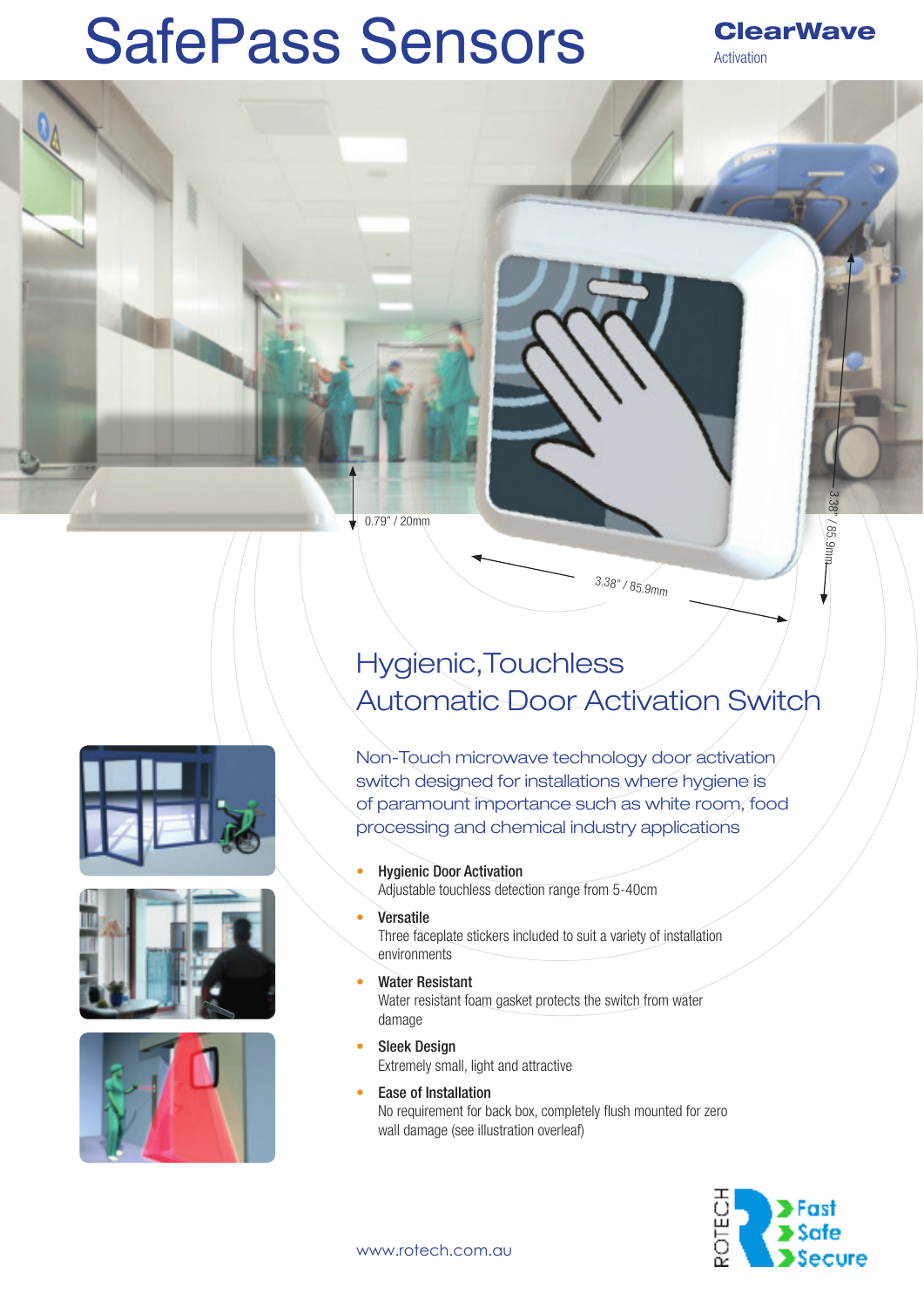# SafePass Sensors

**ClearWave**
Activation

0.79" / 20mm

3.38" / 85.9mm

3.38" / 85.9mm

## Hygienic, Touchless Automatic Door Activation Switch

Non-Touch microwave technology door activation switch designed for installations where hygiene is of paramount importance such as white room, food processing and chemical industry applications

- **Hygienic Door Activation**
  Adjustable touchless detection range from 5-40cm
- **Versatile**
  Three faceplate stickers included to suit a variety of installation environments
- **Water Resistant**
  Water resistant foam gasket protects the switch from water damage
- **Sleek Design**
  Extremely small, light and attractive
- **Ease of Installation**
  No requirement for back box, completely flush mounted for zero wall damage (see illustration overleaf)

www.rotech.com.au

ROTECH
Fast
Safe
Secure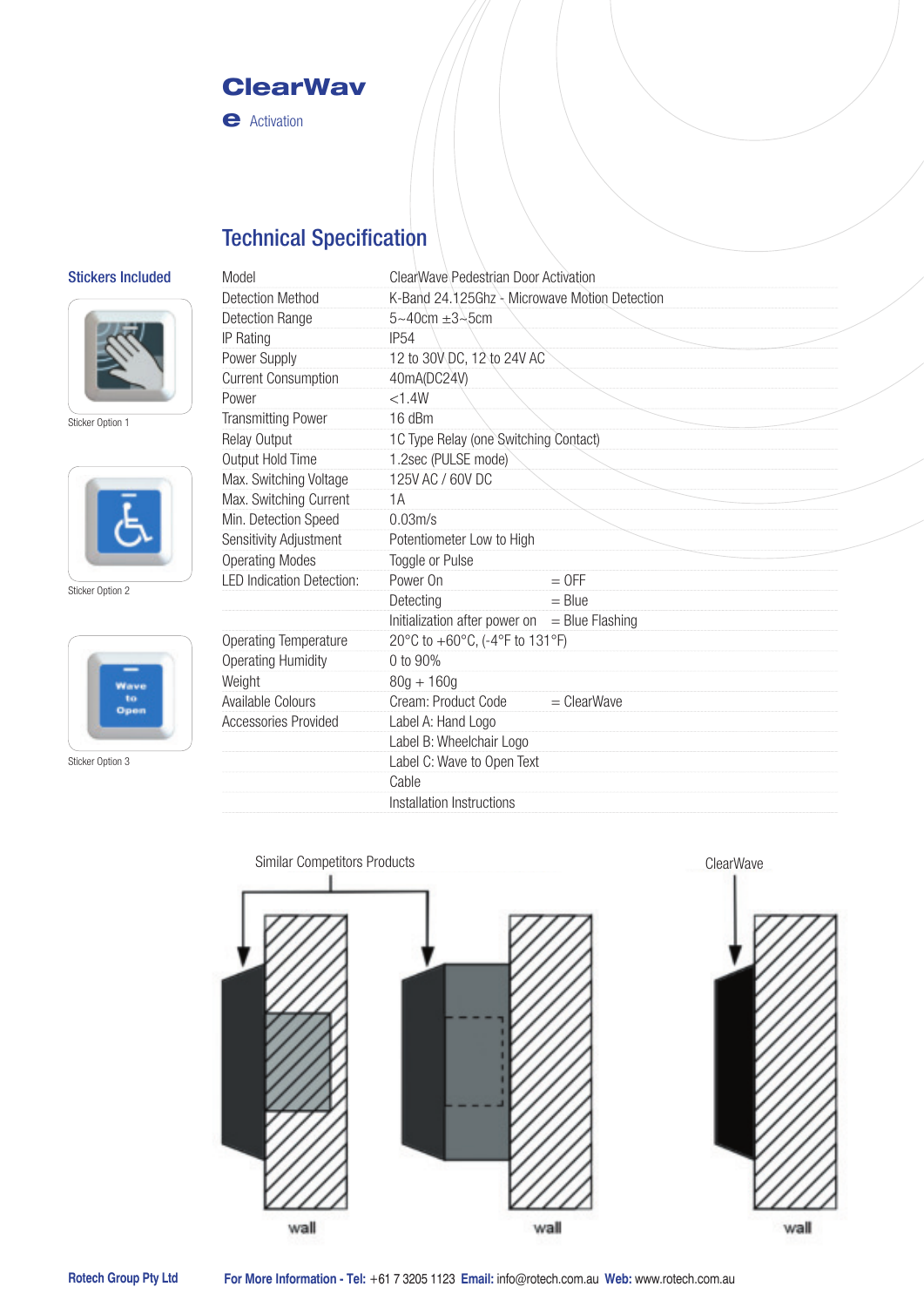# ClearWave Activation

## Technical Specification

### Stickers Included

Sticker Option 1

Sticker Option 2

Sticker Option 3

| | |
|---|---|
| Model | ClearWave Pedestrian Door Activation |
| Detection Method | K-Band 24.125Ghz - Microwave Motion Detection |
| Detection Range | 5~40cm ±3~5cm |
| IP Rating | IP54 |
| Power Supply | 12 to 30V DC, 12 to 24V AC |
| Current Consumption | 40mA(DC24V) |
| Power | <1.4W |
| Transmitting Power | 16 dBm |
| Relay Output | 1C Type Relay (one Switching Contact) |
| Output Hold Time | 1.2sec (PULSE mode) |
| Max. Switching Voltage | 125V AC / 60V DC |
| Max. Switching Current | 1A |
| Min. Detection Speed | 0.03m/s |
| Sensitivity Adjustment | Potentiometer Low to High |
| Operating Modes | Toggle or Pulse |
| LED Indication Detection: | Power On = OFF |
| | Detecting = Blue |
| | Initialization after power on = Blue Flashing |
| Operating Temperature | 20°C to +60°C, (-4°F to 131°F) |
| Operating Humidity | 0 to 90% |
| Weight | 80g + 160g |
| Available Colours | Cream: Product Code = ClearWave |
| Accessories Provided | Label A: Hand Logo |
| | Label B: Wheelchair Logo |
| | Label C: Wave to Open Text |
| | Cable |
| | Installation Instructions |

Similar Competitors Products

ClearWave

wall

wall

wall

**Rotech Group Pty Ltd**

**For More Information - Tel:** +61 7 3205 1123 **Email:** info@rotech.com.au **Web:** www.rotech.com.au